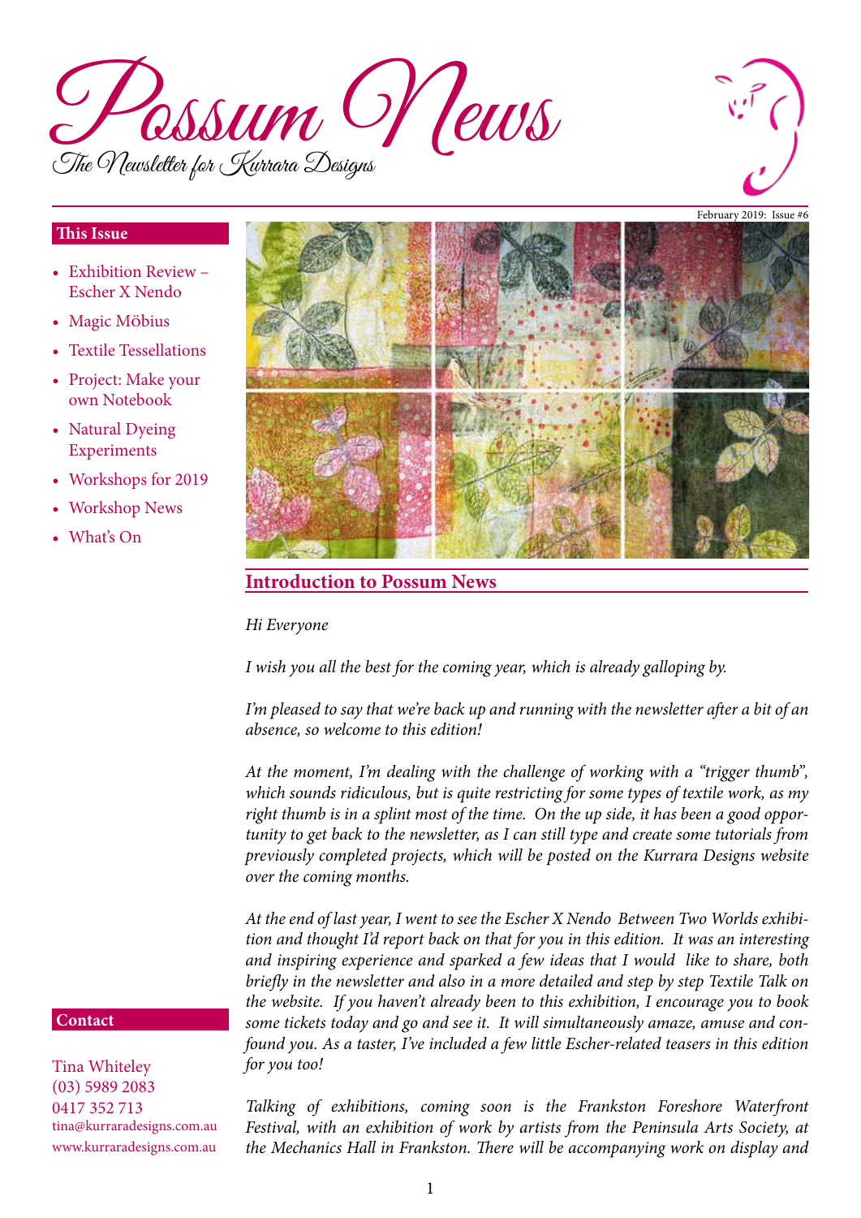# Possum News

The Newsletter for Kurrara Designs

February 2019: Issue #6

**This Issue**

- Exhibition Review – Escher X Nendo
- Magic Möbius
- Textile Tessellations
- Project: Make your own Notebook
- Natural Dyeing Experiments
- Workshops for 2019
- Workshop News
- What's On

**Contact**

Tina Whiteley
(03) 5989 2083
0417 352 713
tina@kurraradesigns.com.au
www.kurraradesigns.com.au

## Introduction to Possum News

*Hi Everyone*

*I wish you all the best for the coming year, which is already galloping by.*

*I'm pleased to say that we're back up and running with the newsletter after a bit of an absence, so welcome to this edition!*

*At the moment, I'm dealing with the challenge of working with a "trigger thumb", which sounds ridiculous, but is quite restricting for some types of textile work, as my right thumb is in a splint most of the time. On the up side, it has been a good opportunity to get back to the newsletter, as I can still type and create some tutorials from previously completed projects, which will be posted on the Kurrara Designs website over the coming months.*

*At the end of last year, I went to see the Escher X Nendo Between Two Worlds exhibition and thought I'd report back on that for you in this edition. It was an interesting and inspiring experience and sparked a few ideas that I would like to share, both briefly in the newsletter and also in a more detailed and step by step Textile Talk on the website. If you haven't already been to this exhibition, I encourage you to book some tickets today and go and see it. It will simultaneously amaze, amuse and confound you. As a taster, I've included a few little Escher-related teasers in this edition for you too!*

*Talking of exhibitions, coming soon is the Frankston Foreshore Waterfront Festival, with an exhibition of work by artists from the Peninsula Arts Society, at the Mechanics Hall in Frankston. There will be accompanying work on display and*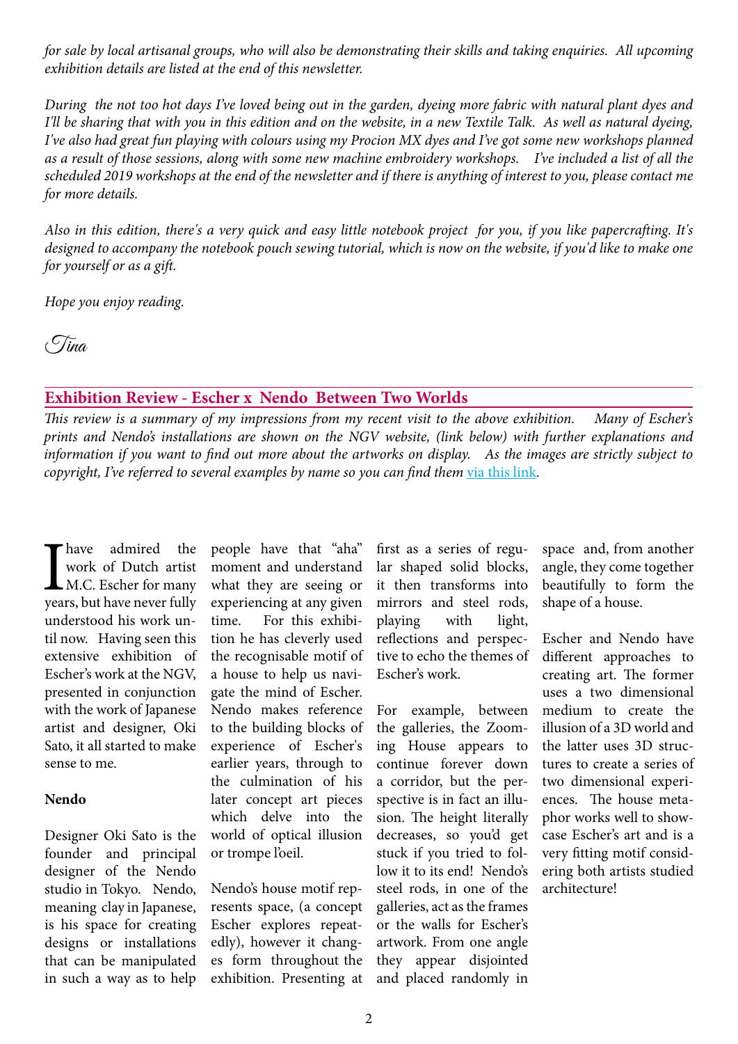*for sale by local artisanal groups, who will also be demonstrating their skills and taking enquiries. All upcoming exhibition details are listed at the end of this newsletter.*

*During the not too hot days I've loved being out in the garden, dyeing more fabric with natural plant dyes and I'll be sharing that with you in this edition and on the website, in a new Textile Talk. As well as natural dyeing, I've also had great fun playing with colours using my Procion MX dyes and I've got some new workshops planned as a result of those sessions, along with some new machine embroidery workshops. I've included a list of all the scheduled 2019 workshops at the end of the newsletter and if there is anything of interest to you, please contact me for more details.*

*Also in this edition, there's a very quick and easy little notebook project for you, if you like papercrafting. It's designed to accompany the notebook pouch sewing tutorial, which is now on the website, if you'd like to make one for yourself or as a gift.*

*Hope you enjoy reading.*

*Tina*

## Exhibition Review - Escher x Nendo Between Two Worlds

*This review is a summary of my impressions from my recent visit to the above exhibition. Many of Escher's prints and Nendo's installations are shown on the NGV website, (link below) with further explanations and information if you want to find out more about the artworks on display. As the images are strictly subject to copyright, I've referred to several examples by name so you can find them via this link.*

I have admired the work of Dutch artist M.C. Escher for many years, but have never fully understood his work until now. Having seen this extensive exhibition of Escher's work at the NGV, presented in conjunction with the work of Japanese artist and designer, Oki Sato, it all started to make sense to me.

**Nendo**

Designer Oki Sato is the founder and principal designer of the Nendo studio in Tokyo. Nendo, meaning clay in Japanese, is his space for creating designs or installations that can be manipulated in such a way as to help people have that "aha" moment and understand what they are seeing or experiencing at any given time. For this exhibition he has cleverly used the recognisable motif of a house to help us navigate the mind of Escher. Nendo makes reference to the building blocks of experience of Escher's earlier years, through to the culmination of his later concept art pieces which delve into the world of optical illusion or trompe l'oeil.

Nendo's house motif represents space, (a concept Escher explores repeatedly), however it changes form throughout the exhibition. Presenting at first as a series of regular shaped solid blocks, it then transforms into mirrors and steel rods, playing with light, reflections and perspective to echo the themes of Escher's work.

For example, between the galleries, the Zooming House appears to continue forever down a corridor, but the perspective is in fact an illusion. The height literally decreases, so you'd get stuck if you tried to follow it to its end! Nendo's steel rods, in one of the galleries, act as the frames or the walls for Escher's artwork. From one angle they appear disjointed and placed randomly in space and, from another angle, they come together beautifully to form the shape of a house.

Escher and Nendo have different approaches to creating art. The former uses a two dimensional medium to create the illusion of a 3D world and the latter uses 3D structures to create a series of two dimensional experiences. The house metaphor works well to showcase Escher's art and is a very fitting motif considering both artists studied architecture!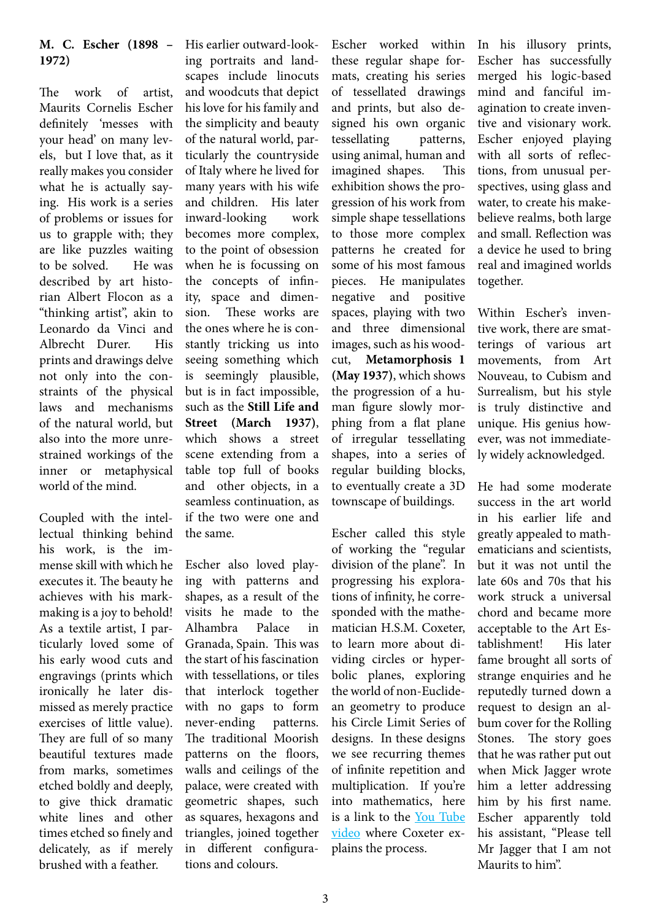**M. C. Escher (1898 – 1972)**

The work of artist, Maurits Cornelis Escher definitely 'messes with your head' on many levels, but I love that, as it really makes you consider what he is actually saying. His work is a series of problems or issues for us to grapple with; they are like puzzles waiting to be solved. He was described by art historian Albert Flocon as a "thinking artist", akin to Leonardo da Vinci and Albrecht Durer. His prints and drawings delve not only into the constraints of the physical laws and mechanisms of the natural world, but also into the more unrestrained workings of the inner or metaphysical world of the mind.

Coupled with the intellectual thinking behind his work, is the immense skill with which he executes it. The beauty he achieves with his mark-making is a joy to behold! As a textile artist, I particularly loved some of his early wood cuts and engravings (prints which ironically he later dismissed as merely practice exercises of little value). They are full of so many beautiful textures made from marks, sometimes etched boldly and deeply, to give thick dramatic white lines and other times etched so finely and delicately, as if merely brushed with a feather.

His earlier outward-looking portraits and landscapes include linocuts and woodcuts that depict his love for his family and the simplicity and beauty of the natural world, particularly the countryside of Italy where he lived for many years with his wife and children. His later inward-looking work becomes more complex, to the point of obsession when he is focussing on the concepts of infinity, space and dimension. These works are the ones where he is constantly tricking us into seeing something which is seemingly plausible, but is in fact impossible, such as the **Still Life and Street (March 1937)**, which shows a street scene extending from a table top full of books and other objects, in a seamless continuation, as if the two were one and the same.

Escher also loved playing with patterns and shapes, as a result of the visits he made to the Alhambra Palace in Granada, Spain. This was the start of his fascination with tessellations, or tiles that interlock together with no gaps to form never-ending patterns. The traditional Moorish patterns on the floors, walls and ceilings of the palace, were created with geometric shapes, such as squares, hexagons and triangles, joined together in different configurations and colours.

Escher worked within these regular shape formats, creating his series of tessellated drawings and prints, but also designed his own organic tessellating patterns, using animal, human and imagined shapes. This exhibition shows the progression of his work from simple shape tessellations to those more complex patterns he created for some of his most famous pieces. He manipulates negative and positive spaces, playing with two and three dimensional images, such as his woodcut, **Metamorphosis 1 (May 1937)**, which shows the progression of a human figure slowly morphing from a flat plane of irregular tessellating shapes, into a series of regular building blocks, to eventually create a 3D townscape of buildings.

Escher called this style of working the "regular division of the plane". In progressing his explorations of infinity, he corresponded with the mathematician H.S.M. Coxeter, to learn more about dividing circles or hyperbolic planes, exploring the world of non-Euclidean geometry to produce his Circle Limit Series of designs. In these designs we see recurring themes of infinite repetition and multiplication. If you're into mathematics, here is a link to the You Tube video where Coxeter explains the process.

In his illusory prints, Escher has successfully merged his logic-based mind and fanciful imagination to create inventive and visionary work. Escher enjoyed playing with all sorts of reflections, from unusual perspectives, using glass and water, to create his make-believe realms, both large and small. Reflection was a device he used to bring real and imagined worlds together.

Within Escher's inventive work, there are smatterings of various art movements, from Art Nouveau, to Cubism and Surrealism, but his style is truly distinctive and unique. His genius however, was not immediately widely acknowledged.

He had some moderate success in the art world in his earlier life and greatly appealed to mathematicians and scientists, but it was not until the late 60s and 70s that his work struck a universal chord and became more acceptable to the Art Establishment! His later fame brought all sorts of strange enquiries and he reputedly turned down a request to design an album cover for the Rolling Stones. The story goes that he was rather put out when Mick Jagger wrote him a letter addressing him by his first name. Escher apparently told his assistant, "Please tell Mr Jagger that I am not Maurits to him".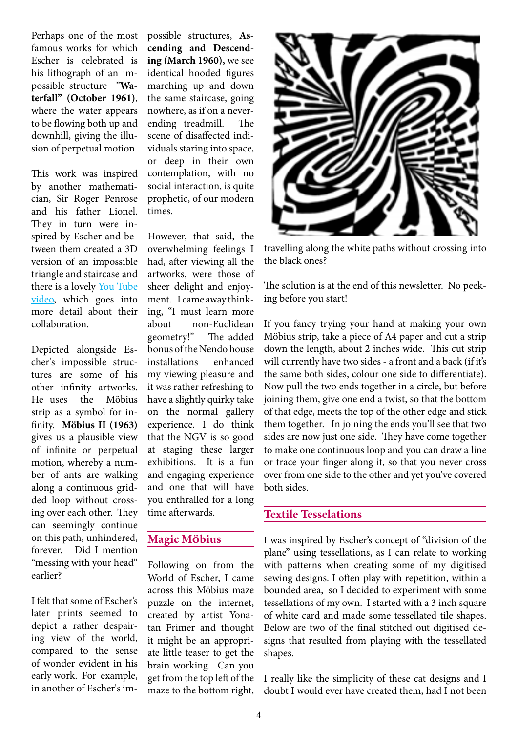Perhaps one of the most famous works for which Escher is celebrated is his lithograph of an impossible structure **"Waterfall" (October 1961)**, where the water appears to be flowing both up and downhill, giving the illusion of perpetual motion.

This work was inspired by another mathematician, Sir Roger Penrose and his father Lionel. They in turn were inspired by Escher and between them created a 3D version of an impossible triangle and staircase and there is a lovely You Tube video, which goes into more detail about their collaboration.

Depicted alongside Escher's impossible structures are some of his other infinity artworks. He uses the Möbius strip as a symbol for infinity. **Möbius II (1963)** gives us a plausible view of infinite or perpetual motion, whereby a number of ants are walking along a continuous gridded loop without crossing over each other. They can seemingly continue on this path, unhindered, forever. Did I mention "messing with your head" earlier?

I felt that some of Escher's later prints seemed to depict a rather despairing view of the world, compared to the sense of wonder evident in his early work. For example, in another of Escher's impossible structures, **Ascending and Descending (March 1960),** we see identical hooded figures marching up and down the same staircase, going nowhere, as if on a never-ending treadmill. The scene of disaffected individuals staring into space, or deep in their own contemplation, with no social interaction, is quite prophetic, of our modern times.

However, that said, the overwhelming feelings I had, after viewing all the artworks, were those of sheer delight and enjoyment. I came away thinking, "I must learn more about non-Euclidean geometry!" The added bonus of the Nendo house installations enhanced my viewing pleasure and it was rather refreshing to have a slightly quirky take on the normal gallery experience. I do think that the NGV is so good at staging these larger exhibitions. It is a fun and engaging experience and one that will have you enthralled for a long time afterwards.

## Magic Möbius

Following on from the World of Escher, I came across this Möbius maze puzzle on the internet, created by artist Yonatan Frimer and thought it might be an appropriate little teaser to get the brain working. Can you get from the top left of the maze to the bottom right, travelling along the white paths without crossing into the black ones?

The solution is at the end of this newsletter. No peeking before you start!

If you fancy trying your hand at making your own Möbius strip, take a piece of A4 paper and cut a strip down the length, about 2 inches wide. This cut strip will currently have two sides - a front and a back (if it's the same both sides, colour one side to differentiate). Now pull the two ends together in a circle, but before joining them, give one end a twist, so that the bottom of that edge, meets the top of the other edge and stick them together. In joining the ends you'll see that two sides are now just one side. They have come together to make one continuous loop and you can draw a line or trace your finger along it, so that you never cross over from one side to the other and yet you've covered both sides.

## Textile Tesselations

I was inspired by Escher's concept of "division of the plane" using tessellations, as I can relate to working with patterns when creating some of my digitised sewing designs. I often play with repetition, within a bounded area, so I decided to experiment with some tessellations of my own. I started with a 3 inch square of white card and made some tessellated tile shapes. Below are two of the final stitched out digitised designs that resulted from playing with the tessellated shapes.

I really like the simplicity of these cat designs and I doubt I would ever have created them, had I not been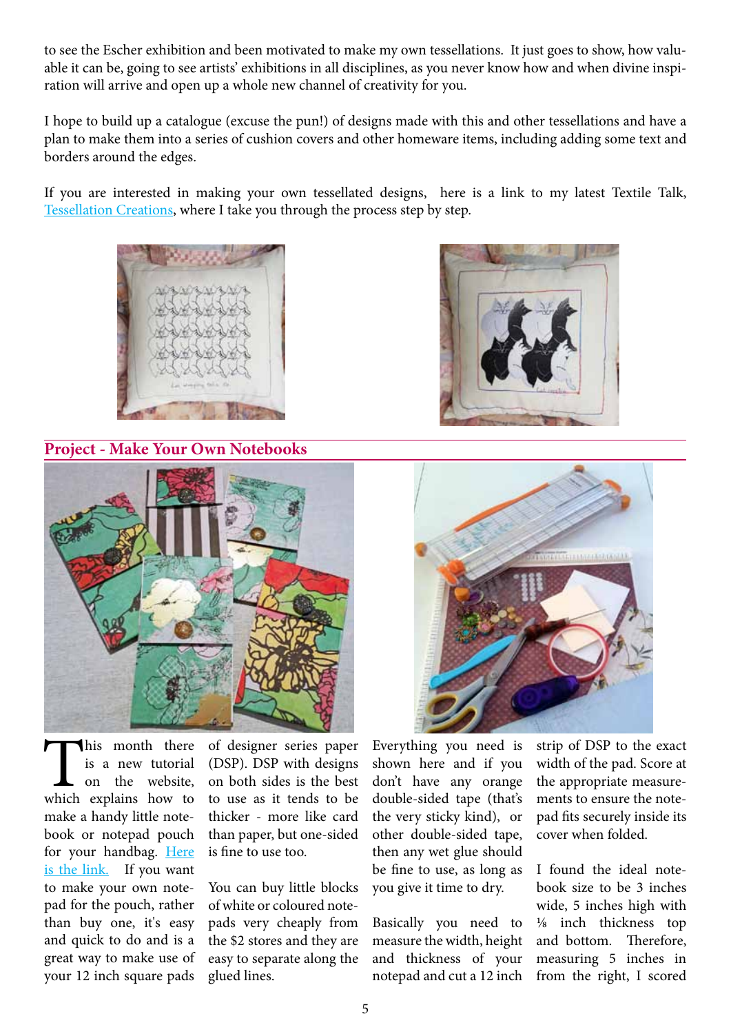to see the Escher exhibition and been motivated to make my own tessellations. It just goes to show, how valuable it can be, going to see artists' exhibitions in all disciplines, as you never know how and when divine inspiration will arrive and open up a whole new channel of creativity for you.

I hope to build up a catalogue (excuse the pun!) of designs made with this and other tessellations and have a plan to make them into a series of cushion covers and other homeware items, including adding some text and borders around the edges.

If you are interested in making your own tessellated designs, here is a link to my latest Textile Talk, Tessellation Creations, where I take you through the process step by step.

## Project - Make Your Own Notebooks

This month there is a new tutorial on the website, which explains how to make a handy little notebook or notepad pouch for your handbag. Here is the link. If you want to make your own notepad for the pouch, rather than buy one, it's easy and quick to do and is a great way to make use of your 12 inch square pads of designer series paper (DSP). DSP with designs on both sides is the best to use as it tends to be thicker - more like card than paper, but one-sided is fine to use too.

You can buy little blocks of white or coloured notepads very cheaply from the \$2 stores and they are easy to separate along the glued lines.

Everything you need is shown here and if you don't have any orange double-sided tape (that's the very sticky kind), or other double-sided tape, then any wet glue should be fine to use, as long as you give it time to dry.

Basically you need to measure the width, height and thickness of your notepad and cut a 12 inch strip of DSP to the exact width of the pad. Score at the appropriate measurements to ensure the notepad fits securely inside its cover when folded.

I found the ideal notebook size to be 3 inches wide, 5 inches high with ⅛ inch thickness top and bottom. Therefore, measuring 5 inches in from the right, I scored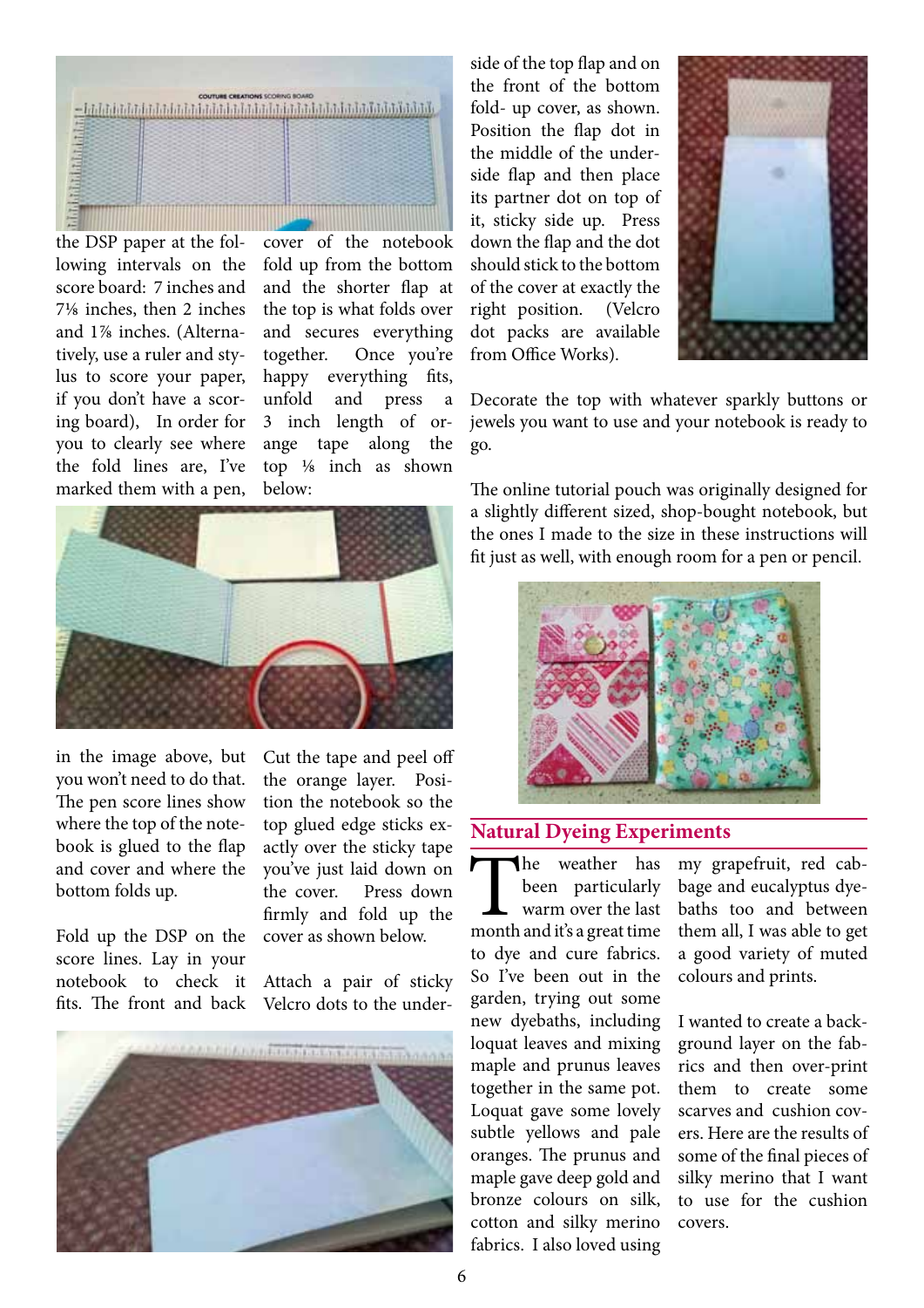the DSP paper at the following intervals on the score board: 7 inches and 7⅛ inches, then 2 inches and 1⅞ inches. (Alternatively, use a ruler and stylus to score your paper, if you don't have a scoring board), In order for you to clearly see where the fold lines are, I've marked them with a pen, in the image above, but you won't need to do that. The pen score lines show where the top of the notebook is glued to the flap and cover and where the bottom folds up.

Fold up the DSP on the score lines. Lay in your notebook to check it fits. The front and back cover of the notebook fold up from the bottom and the shorter flap at the top is what folds over and secures everything together. Once you're happy everything fits, unfold and press a 3 inch length of orange tape along the top ⅛ inch as shown below:

Cut the tape and peel off the orange layer. Position the notebook so the top glued edge sticks exactly over the sticky tape you've just laid down on the cover. Press down firmly and fold up the cover as shown below.

Attach a pair of sticky Velcro dots to the underside of the top flap and on the front of the bottom fold- up cover, as shown. Position the flap dot in the middle of the underside flap and then place its partner dot on top of it, sticky side up. Press down the flap and the dot should stick to the bottom of the cover at exactly the right position. (Velcro dot packs are available from Office Works).

Decorate the top with whatever sparkly buttons or jewels you want to use and your notebook is ready to go.

The online tutorial pouch was originally designed for a slightly different sized, shop-bought notebook, but the ones I made to the size in these instructions will fit just as well, with enough room for a pen or pencil.

## Natural Dyeing Experiments

The weather has been particularly warm over the last month and it's a great time to dye and cure fabrics. So I've been out in the garden, trying out some new dyebaths, including loquat leaves and mixing maple and prunus leaves together in the same pot. Loquat gave some lovely subtle yellows and pale oranges. The prunus and maple gave deep gold and bronze colours on silk, cotton and silky merino fabrics. I also loved using my grapefruit, red cabbage and eucalyptus dyebaths too and between them all, I was able to get a good variety of muted colours and prints.

I wanted to create a background layer on the fabrics and then over-print them to create some scarves and cushion covers. Here are the results of some of the final pieces of silky merino that I want to use for the cushion covers.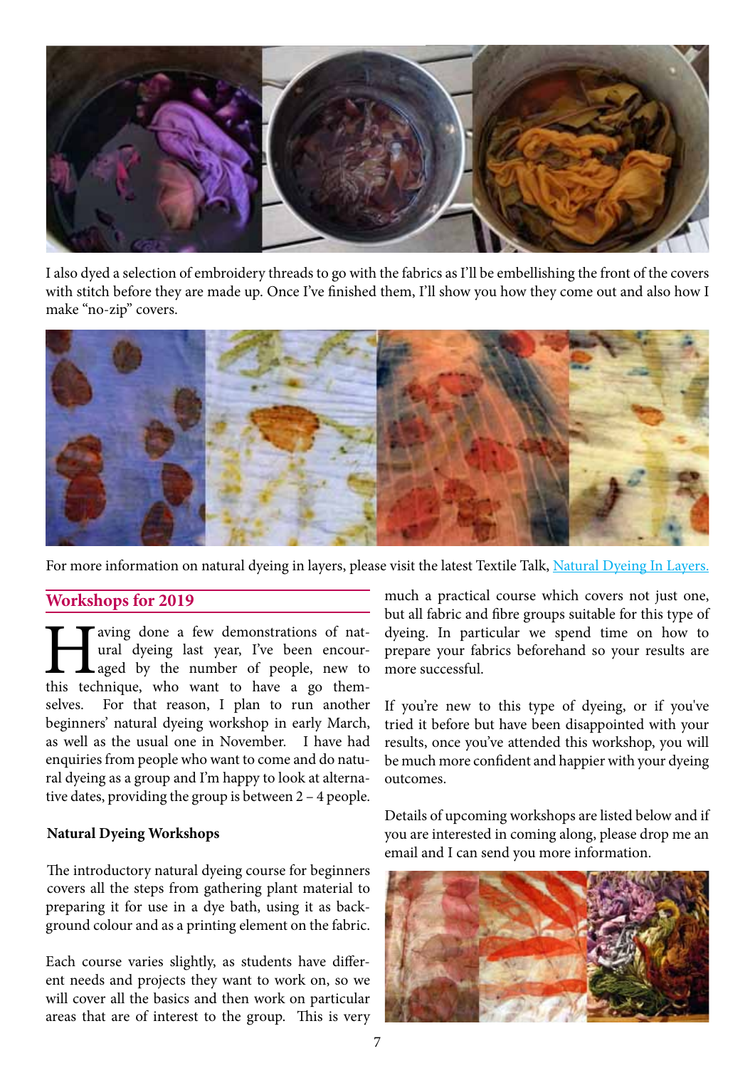I also dyed a selection of embroidery threads to go with the fabrics as I'll be embellishing the front of the covers with stitch before they are made up. Once I've finished them, I'll show you how they come out and also how I make "no-zip" covers.

For more information on natural dyeing in layers, please visit the latest Textile Talk, [Natural Dyeing In Layers.]

## Workshops for 2019

Having done a few demonstrations of natural dyeing last year, I've been encouraged by the number of people, new to this technique, who want to have a go themselves. For that reason, I plan to run another beginners' natural dyeing workshop in early March, as well as the usual one in November. I have had enquiries from people who want to come and do natural dyeing as a group and I'm happy to look at alternative dates, providing the group is between 2 – 4 people.

### Natural Dyeing Workshops

The introductory natural dyeing course for beginners covers all the steps from gathering plant material to preparing it for use in a dye bath, using it as background colour and as a printing element on the fabric.

Each course varies slightly, as students have different needs and projects they want to work on, so we will cover all the basics and then work on particular areas that are of interest to the group. This is very much a practical course which covers not just one, but all fabric and fibre groups suitable for this type of dyeing. In particular we spend time on how to prepare your fabrics beforehand so your results are more successful.

If you're new to this type of dyeing, or if you've tried it before but have been disappointed with your results, once you've attended this workshop, you will be much more confident and happier with your dyeing outcomes.

Details of upcoming workshops are listed below and if you are interested in coming along, please drop me an email and I can send you more information.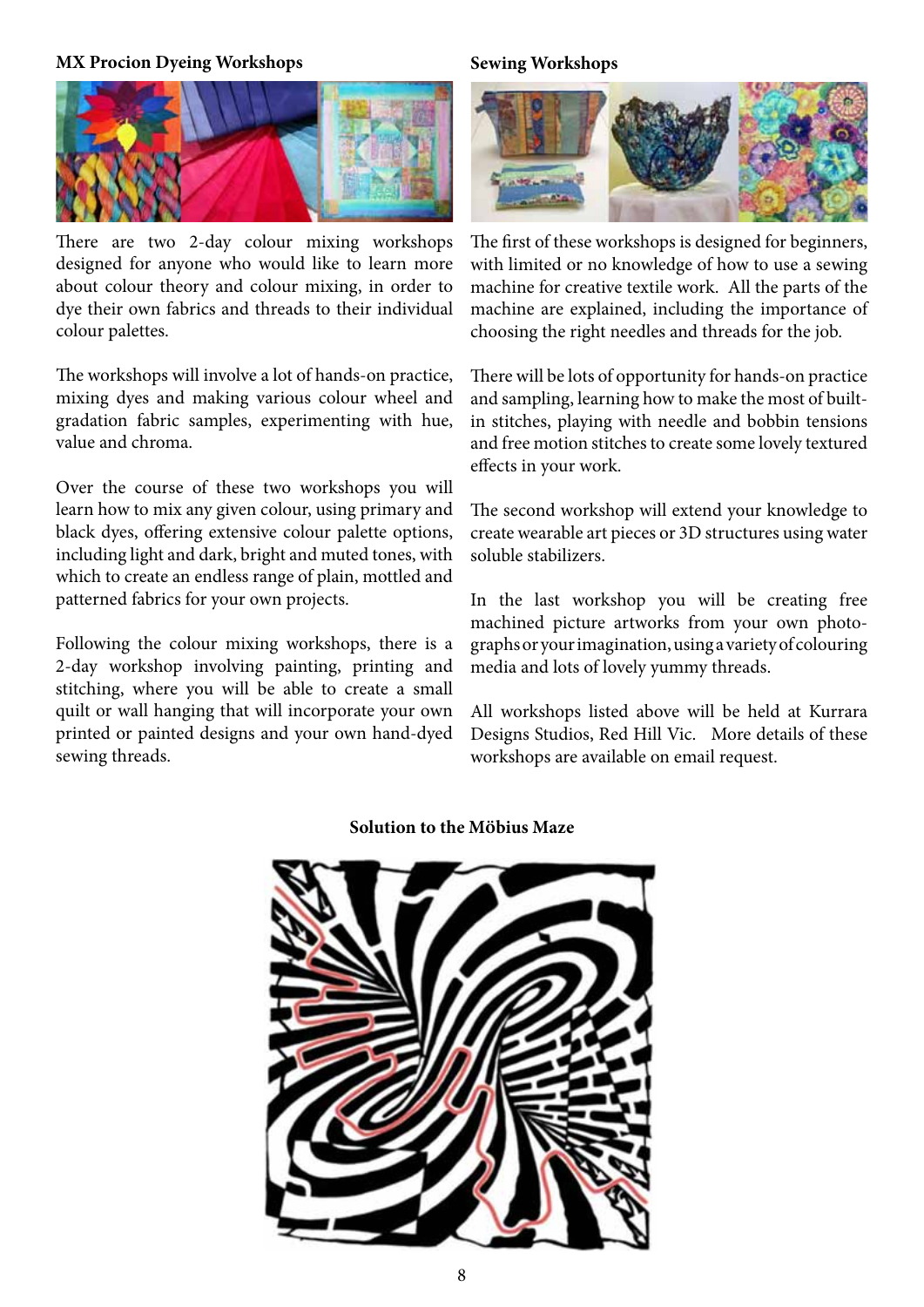## MX Procion Dyeing Workshops

There are two 2-day colour mixing workshops designed for anyone who would like to learn more about colour theory and colour mixing, in order to dye their own fabrics and threads to their individual colour palettes.

The workshops will involve a lot of hands-on practice, mixing dyes and making various colour wheel and gradation fabric samples, experimenting with hue, value and chroma.

Over the course of these two workshops you will learn how to mix any given colour, using primary and black dyes, offering extensive colour palette options, including light and dark, bright and muted tones, with which to create an endless range of plain, mottled and patterned fabrics for your own projects.

Following the colour mixing workshops, there is a 2-day workshop involving painting, printing and stitching, where you will be able to create a small quilt or wall hanging that will incorporate your own printed or painted designs and your own hand-dyed sewing threads.

## Sewing Workshops

The first of these workshops is designed for beginners, with limited or no knowledge of how to use a sewing machine for creative textile work. All the parts of the machine are explained, including the importance of choosing the right needles and threads for the job.

There will be lots of opportunity for hands-on practice and sampling, learning how to make the most of built-in stitches, playing with needle and bobbin tensions and free motion stitches to create some lovely textured effects in your work.

The second workshop will extend your knowledge to create wearable art pieces or 3D structures using water soluble stabilizers.

In the last workshop you will be creating free machined picture artworks from your own photographs or your imagination, using a variety of colouring media and lots of lovely yummy threads.

All workshops listed above will be held at Kurrara Designs Studios, Red Hill Vic. More details of these workshops are available on email request.

**Solution to the Möbius Maze**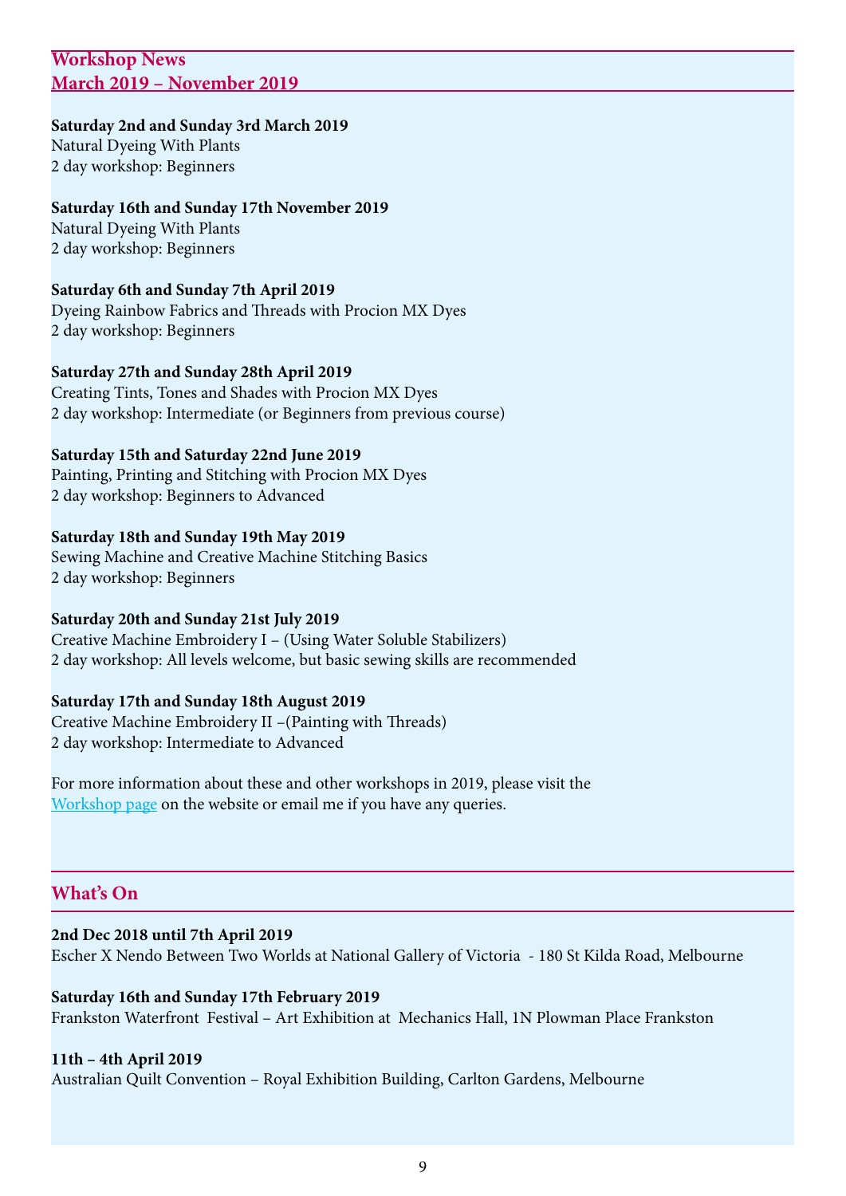## Workshop News
## March 2019 – November 2019

**Saturday 2nd and Sunday 3rd March 2019**
Natural Dyeing With Plants
2 day workshop: Beginners

**Saturday 16th and Sunday 17th November 2019**
Natural Dyeing With Plants
2 day workshop: Beginners

**Saturday 6th and Sunday 7th April 2019**
Dyeing Rainbow Fabrics and Threads with Procion MX Dyes
2 day workshop: Beginners

**Saturday 27th and Sunday 28th April 2019**
Creating Tints, Tones and Shades with Procion MX Dyes
2 day workshop: Intermediate (or Beginners from previous course)

**Saturday 15th and Saturday 22nd June 2019**
Painting, Printing and Stitching with Procion MX Dyes
2 day workshop: Beginners to Advanced

**Saturday 18th and Sunday 19th May 2019**
Sewing Machine and Creative Machine Stitching Basics
2 day workshop: Beginners

**Saturday 20th and Sunday 21st July 2019**
Creative Machine Embroidery I – (Using Water Soluble Stabilizers)
2 day workshop: All levels welcome, but basic sewing skills are recommended

**Saturday 17th and Sunday 18th August 2019**
Creative Machine Embroidery II –(Painting with Threads)
2 day workshop: Intermediate to Advanced

For more information about these and other workshops in 2019, please visit the Workshop page on the website or email me if you have any queries.

## What's On

**2nd Dec 2018 until 7th April 2019**
Escher X Nendo Between Two Worlds at National Gallery of Victoria - 180 St Kilda Road, Melbourne

**Saturday 16th and Sunday 17th February 2019**
Frankston Waterfront Festival – Art Exhibition at Mechanics Hall, 1N Plowman Place Frankston

**11th – 4th April 2019**
Australian Quilt Convention – Royal Exhibition Building, Carlton Gardens, Melbourne